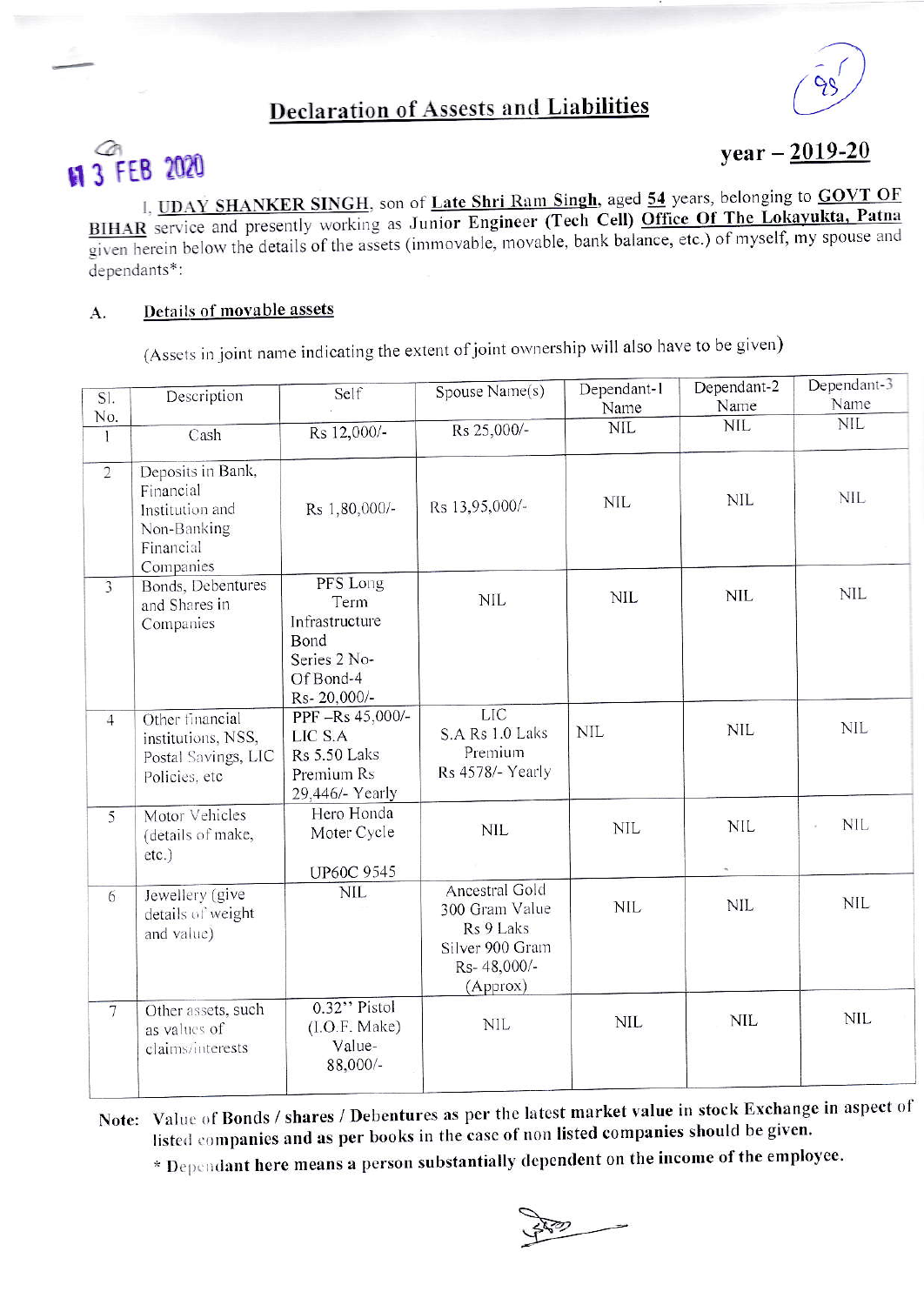## Declaration of Assests and Liabilities

13 FEB 2020

**year – 2019-20**

I, **UDAY SHANKER SINGH**, son of **Late Shri Ram Singh**, aged **54** years, belonging to **GOVT OF BIHAR** service and presently working as Junior Engineer **(Tech Cell) Office Of The Lokayukta, Patna** given herein below the details of the assets (immovable, movable, bank balance, etc.) of myself, my spouse and dependants*:

### A. Details of movable assets

(Assets in joint name indicating the extent of joint ownership will also have to be given)

| Sl. No. | Description | Self | Spouse Name(s) | Dependant-1 Name | Dependant-2 Name | Dependant-3 Name |
|---|---|---|---|---|---|---|
| 1 | Cash | Rs 12,000/- | Rs 25,000/- | NIL | NIL | NIL |
| 2 | Deposits in Bank, Financial Institution and Non-Banking Financial Companies | Rs 1,80,000/- | Rs 13,95,000/- | NIL | NIL | NIL |
| 3 | Bonds, Debentures and Shares in Companies | PFS Long Term Infrastructure Bond Series 2 No-Of Bond-4 Rs- 20,000/- | NIL | NIL | NIL | NIL |
| 4 | Other financial institutions, NSS, Postal Savings, LIC Policies, etc | PPF –Rs 45,000/- LIC S.A Rs 5.50 Laks Premium Rs 29,446/- Yearly | LIC S.A Rs 1.0 Laks Premium Rs 4578/- Yearly | NIL | NIL | NIL |
| 5 | Motor Vehicles (details of make, etc.) | Hero Honda Moter Cycle UP60C 9545 | NIL | NIL | NIL | NIL |
| 6 | Jewellery (give details of weight and value) | NIL | Ancestral Gold 300 Gram Value Rs 9 Laks Silver 900 Gram Rs- 48,000/- (Approx) | NIL | NIL | NIL |
| 7 | Other assets, such as values of claims/interests | 0.32" Pistol (I.O.F. Make) Value- 88,000/- | NIL | NIL | NIL | NIL |

**Note:** Value of **Bonds / shares / Debentures** as per the **latest market value** in **stock Exchange** in aspect of listed **companies and as per books in the case of non listed companies should be given.**

* **Dependant here means a person substantially dependent on the income of the employee.**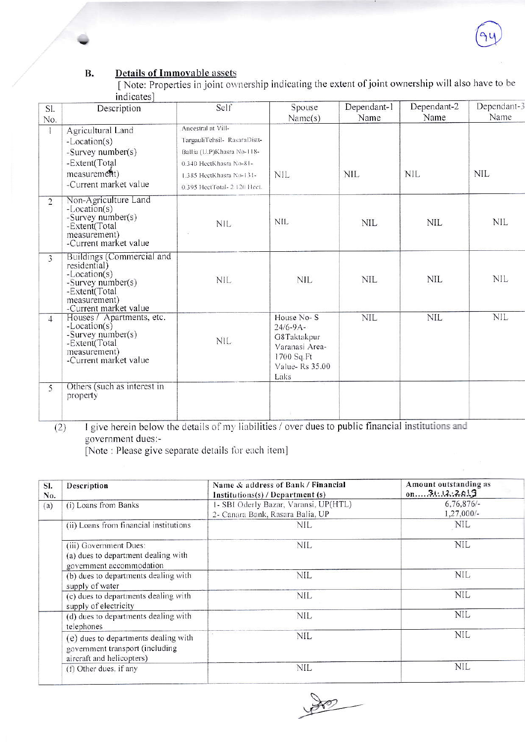### B. Details of Immovable assets

[ Note: Properties in joint ownership indicating the extent of joint ownership will also have to be indicates]

| Sl. No. | Description | Self | Spouse Name(s) | Dependant-1 Name | Dependant-2 Name | Dependant-3 Name |
|---|---|---|---|---|---|---|
| 1 | Agricultural Land -Location(s) -Survey number(s) -Extent(Total measurement) -Current market value | Ancestral at Vill- TargauliTehsil- RasaraDistt- Ballia (U.P)Khasra No-118- 0.340 HectKhasra No-81- 1.385 HectKhasra No-131- 0.395 HectTotal- 2.120 Hect. | NIL | NIL | NIL | NIL |
| 2 | Non-Agriculture Land -Location(s) -Survey number(s) -Extent(Total measurement) -Current market value | NIL | NIL | NIL | NIL | NIL |
| 3 | Buildings (Commercial and residential) -Location(s) -Survey number(s) -Extent(Total measurement) -Current market value | NIL | NIL | NIL | NIL | NIL |
| 4 | Houses / Apartments, etc. -Location(s) -Survey number(s) -Extent(Total measurement) -Current market value | NIL | House No- S 24/6-9A- G8Taktakpur Varanasi Area- 1700 Sq.Ft Value- Rs 35.00 Laks | NIL | NIL | NIL |
| 5 | Others (such as interest in property | | | | | |

(2) I give herein below the details of my liabilities / over dues to public financial institutions and government dues:-

[Note : Please give separate details for each item]

| Sl. No. | Description | Name & address of Bank / Financial Institutions(s) / Department (s) | Amount outstanding as on.....31.12.2019 |
|---|---|---|---|
| (a) | (i) Loans from Banks | 1- SBI Oderly Bazar, Varansi, UP(HTL) 2- Canara Bank, Rasara Balia, UP | 6,76,876/- 1,27,000/- |
| | (ii) Loans from financial institutions | NIL | NIL |
| | (iii) Government Dues: (a) dues to department dealing with government accommodation | NIL | NIL |
| | (b) dues to departments dealing with supply of water | NIL | NIL |
| | (c) dues to departments dealing with supply of electricity | NIL | NIL |
| | (d) dues to departments dealing with telephones | NIL | NIL |
| | (e) dues to departments dealing with government transport (including aircraft and helicopters) | NIL | NIL |
| | (f) Other dues, if any | NIL | NIL |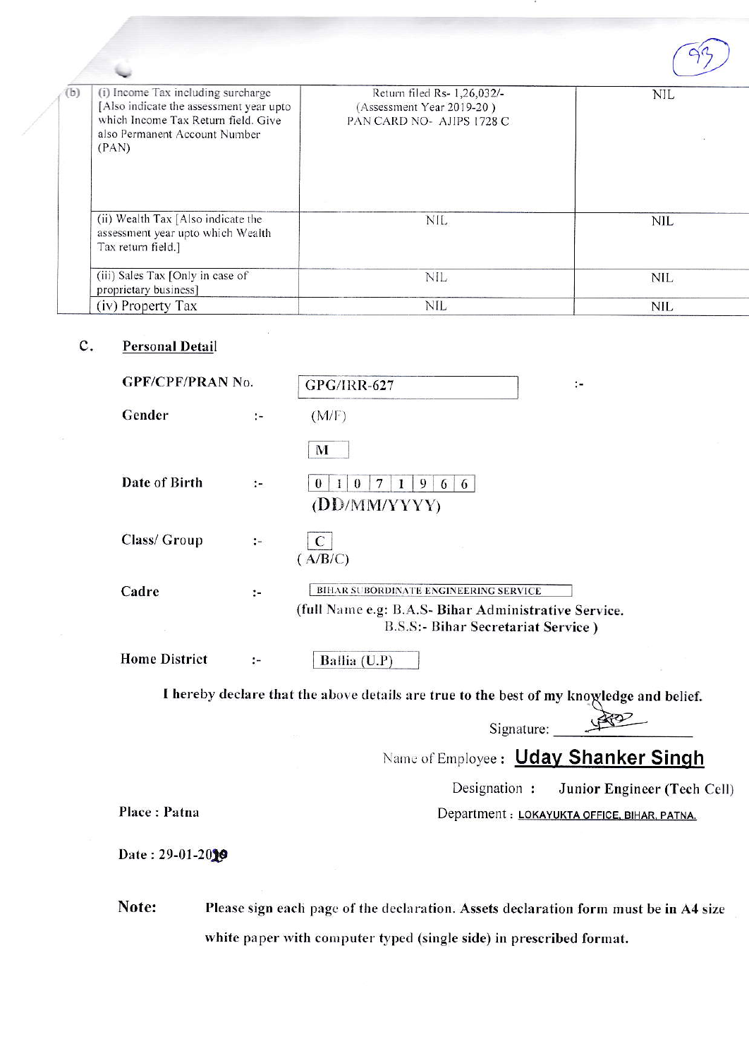| | | | |
|---|---|---|---|
| (b) | (i) Income Tax including surcharge [Also indicate the assessment year upto which Income Tax Return field. Give also Permanent Account Number (PAN) | Return filed Rs- 1,26,032/- (Assessment Year 2019-20 ) PAN CARD NO- AJIPS 1728 C | NIL |
| | (ii) Wealth Tax [Also indicate the assessment year upto which Wealth Tax return field.] | NIL | NIL |
| | (iii) Sales Tax [Only in case of proprietary business] | NIL | NIL |
| | (iv) Property Tax | NIL | NIL |

## C. Personal Detail

**GPF/CPF/PRAN No.** GPG/IRR-627 :-

**Gender** :- (M/F)

M

**Date of Birth** :- 0 1 0 7 1 9 6 6

(DD/MM/YYYY)

**Class/ Group** :- C

( A/B/C)

**Cadre** :- BIHAR SUBORDINATE ENGINEERING SERVICE

(full Name e.g: B.A.S- **Bihar Administrative Service.**
B.S.S:- **Bihar Secretariat Service** )

**Home District** :- Ballia (U.P)

**I hereby declare that the above details are true to the best of my knowledge and belief.**

Signature: ________

Name of Employee : **Uday Shanker Singh**

Designation : **Junior Engineer (Tech Cell)**

**Place : Patna**

Department : LOKAYUKTA OFFICE, BIHAR, PATNA.

**Date : 29-01-2020**

**Note:** **Please sign each page of the declaration. Assets declaration form must be in A4 size white paper with computer typed (single side) in prescribed format.**